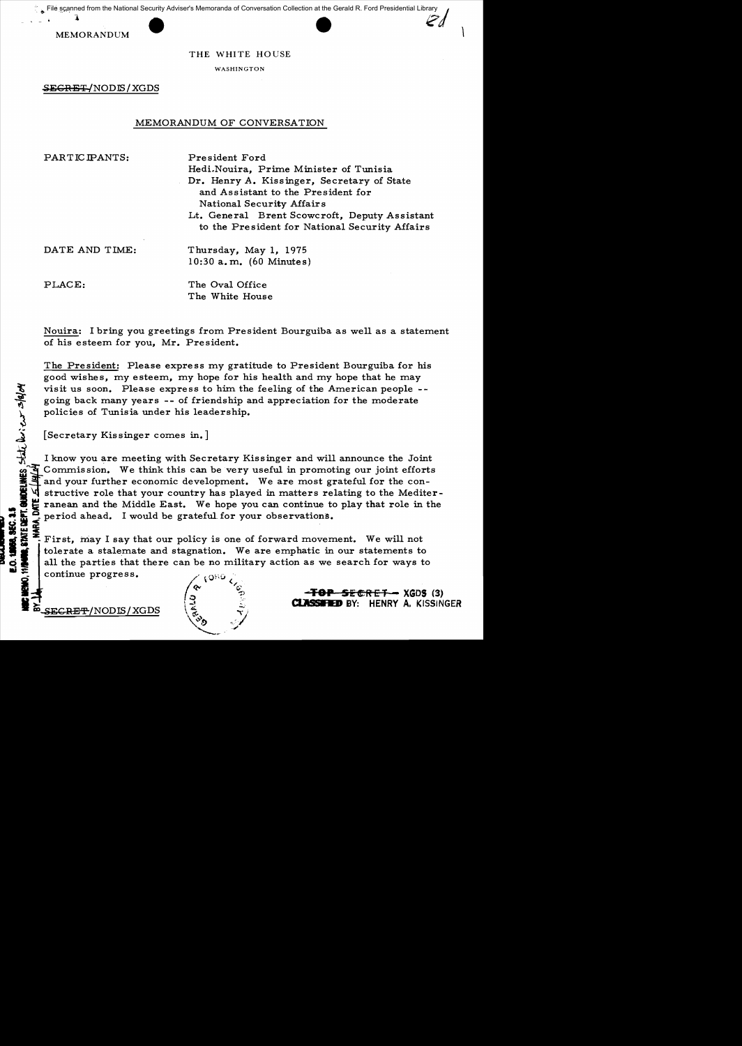MEMORANDUM

THE WHITE HOUSE

WASHINGTON

~~SECRET~~/NODIS/XGDS

## MEMORANDUM OF CONVERSATION

PARTICIPANTS: President Ford
Hedi Nouira, Prime Minister of Tunisia
Dr. Henry A. Kissinger, Secretary of State and Assistant to the President for National Security Affairs
Lt. General Brent Scowcroft, Deputy Assistant to the President for National Security Affairs

DATE AND TIME: Thursday, May 1, 1975
10:30 a.m. (60 Minutes)

PLACE: The Oval Office
The White House

Nouira: I bring you greetings from President Bourguiba as well as a statement of his esteem for you, Mr. President.

The President: Please express my gratitude to President Bourguiba for his good wishes, my esteem, my hope for his health and my hope that he may visit us soon. Please express to him the feeling of the American people -- going back many years -- of friendship and appreciation for the moderate policies of Tunisia under his leadership.

[Secretary Kissinger comes in.]

I know you are meeting with Secretary Kissinger and will announce the Joint Commission. We think this can be very useful in promoting our joint efforts and your further economic development. We are most grateful for the constructive role that your country has played in matters relating to the Mediterranean and the Middle East. We hope you can continue to play that role in the period ahead. I would be grateful for your observations.

First, may I say that our policy is one of forward movement. We will not tolerate a stalemate and stagnation. We are emphatic in our statements to all the parties that there can be no military action as we search for ways to continue progress.

~~SECRET~~/NODIS/XGDS

~~TOP SECRET~~ XGDS (3)
CLASSIFIED BY: HENRY A. KISSINGER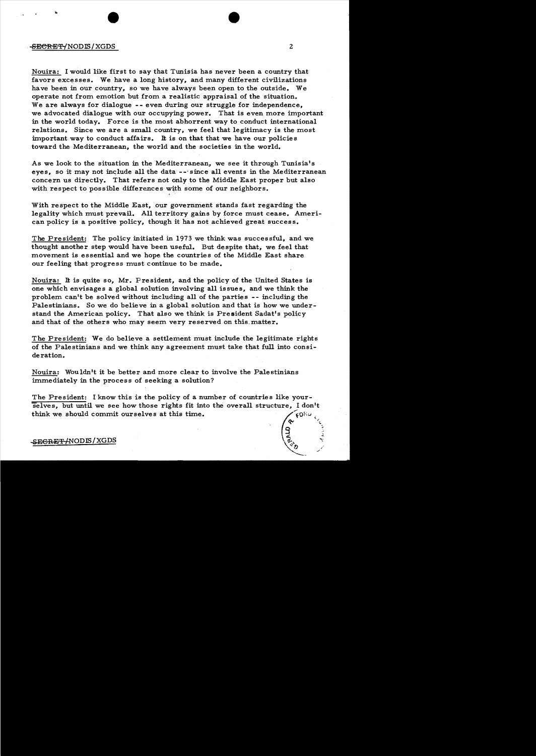Nouira: I would like first to say that Tunisia has never been a country that favors excesses. We have a long history, and many different civilizations have been in our country, so we have always been open to the outside. We operate not from emotion but from a realistic appraisal of the situation. We are always for dialogue -- even during our struggle for independence, we advocated dialogue with our occupying power. That is even more important in the world today. Force is the most abhorrent way to conduct international relations. Since we are a small country, we feel that legitimacy is the most important way to conduct affairs. It is on that that we have our policies toward the Mediterranean, the world and the societies in the world.

As we look to the situation in the Mediterranean, we see it through Tunisia's eyes, so it may not include all the data -- since all events in the Mediterranean concern us directly. That refers not only to the Middle East proper but also with respect to possible differences with some of our neighbors.

With respect to the Middle East, our government stands fast regarding the legality which must prevail. All territory gains by force must cease. American policy is a positive policy, though it has not achieved great success.

The President: The policy initiated in 1973 we think was successful, and we thought another step would have been useful. But despite that, we feel that movement is essential and we hope the countries of the Middle East share our feeling that progress must continue to be made.

Nouira: It is quite so, Mr. President, and the policy of the United States is one which envisages a global solution involving all issues, and we think the problem can't be solved without including all of the parties -- including the Palestinians. So we do believe in a global solution and that is how we understand the American policy. That also we think is President Sadat's policy and that of the others who may seem very reserved on this matter.

The President: We do believe a settlement must include the legitimate rights of the Palestinians and we think any agreement must take that full into consideration.

Nouira: Wouldn't it be better and more clear to involve the Palestinians immediately in the process of seeking a solution?

The President: I know this is the policy of a number of countries like yourselves, but until we see how those rights fit into the overall structure, I don't think we should commit ourselves at this time.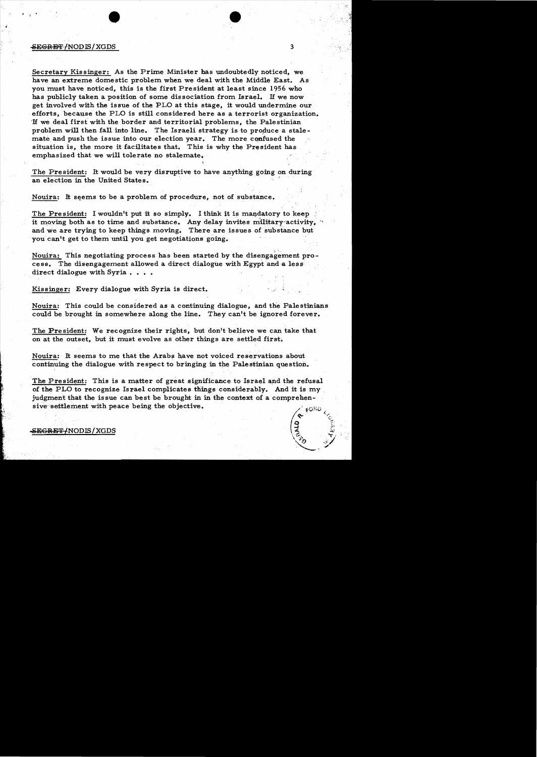Secretary Kissinger: As the Prime Minister has undoubtedly noticed, we have an extreme domestic problem when we deal with the Middle East. As you must have noticed, this is the first President at least since 1956 who has publicly taken a position of some dissociation from Israel. If we now get involved with the issue of the PLO at this stage, it would undermine our efforts, because the PLO is still considered here as a terrorist organization. If we deal first with the border and territorial problems, the Palestinian problem will then fall into line. The Israeli strategy is to produce a stalemate and push the issue into our election year. The more confused the situation is, the more it facilitates that. This is why the President has emphasized that we will tolerate no stalemate.

The President: It would be very disruptive to have anything going on during an election in the United States.

Nouira: It seems to be a problem of procedure, not of substance.

The President: I wouldn't put it so simply. I think it is mandatory to keep it moving both as to time and substance. Any delay invites military activity, and we are trying to keep things moving. There are issues of substance but you can't get to them until you get negotiations going.

Nouira: This negotiating process has been started by the disengagement process. The disengagement allowed a direct dialogue with Egypt and a less direct dialogue with Syria . . . .

Kissinger: Every dialogue with Syria is direct.

Nouira: This could be considered as a continuing dialogue, and the Palestinians could be brought in somewhere along the line. They can't be ignored forever.

The President: We recognize their rights, but don't believe we can take that on at the outset, but it must evolve as other things are settled first.

Nouira: It seems to me that the Arabs have not voiced reservations about continuing the dialogue with respect to bringing in the Palestinian question.

The President: This is a matter of great significance to Israel and the refusal of the PLO to recognize Israel complicates things considerably. And it is my judgment that the issue can best be brought in in the context of a comprehensive settlement with peace being the objective.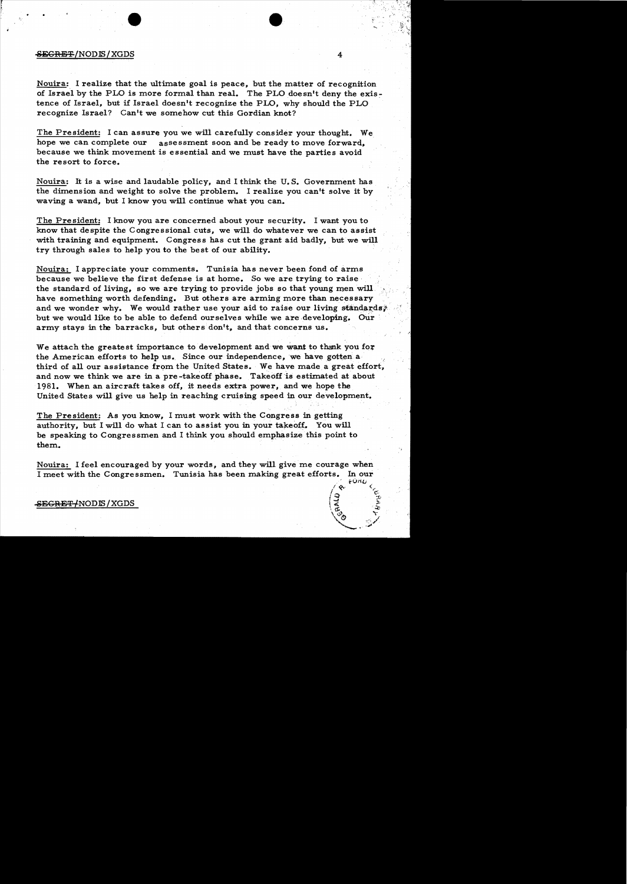Nouira: I realize that the ultimate goal is peace, but the matter of recognition of Israel by the PLO is more formal than real. The PLO doesn't deny the existence of Israel, but if Israel doesn't recognize the PLO, why should the PLO recognize Israel? Can't we somehow cut this Gordian knot?

The President: I can assure you we will carefully consider your thought. We hope we can complete our assessment soon and be ready to move forward, because we think movement is essential and we must have the parties avoid the resort to force.

Nouira: It is a wise and laudable policy, and I think the U.S. Government has the dimension and weight to solve the problem. I realize you can't solve it by waving a wand, but I know you will continue what you can.

The President: I know you are concerned about your security. I want you to know that despite the Congressional cuts, we will do whatever we can to assist with training and equipment. Congress has cut the grant aid badly, but we will try through sales to help you to the best of our ability.

Nouira: I appreciate your comments. Tunisia has never been fond of arms because we believe the first defense is at home. So we are trying to raise the standard of living, so we are trying to provide jobs so that young men will have something worth defending. But others are arming more than necessary and we wonder why. We would rather use your aid to raise our living standards, but we would like to be able to defend ourselves while we are developing. Our army stays in the barracks, but others don't, and that concerns us.

We attach the greatest importance to development and we want to thank you for the American efforts to help us. Since our independence, we have gotten a third of all our assistance from the United States. We have made a great effort, and now we think we are in a pre-takeoff phase. Takeoff is estimated at about 1981. When an aircraft takes off, it needs extra power, and we hope the United States will give us help in reaching cruising speed in our development.

The President: As you know, I must work with the Congress in getting authority, but I will do what I can to assist you in your takeoff. You will be speaking to Congressmen and I think you should emphasize this point to them.

Nouira: I feel encouraged by your words, and they will give me courage when I meet with the Congressmen. Tunisia has been making great efforts. In our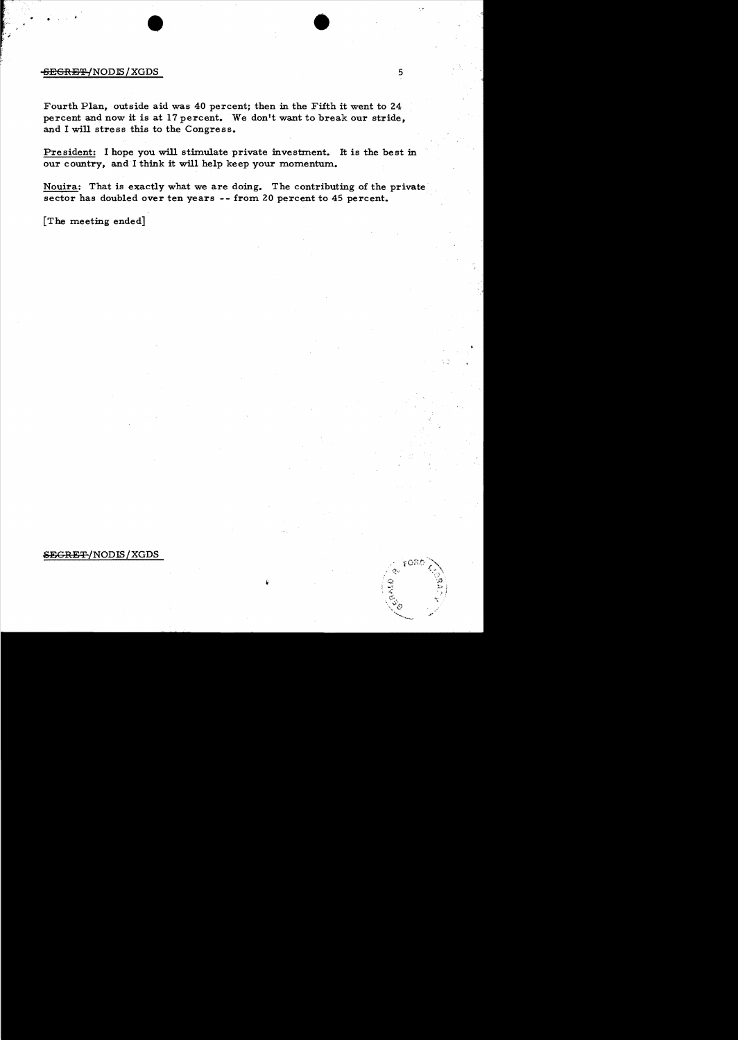Fourth Plan, outside aid was 40 percent; then in the Fifth it went to 24 percent and now it is at 17 percent. We don't want to break our stride, and I will stress this to the Congress.

President: I hope you will stimulate private investment. It is the best in our country, and I think it will help keep your momentum.

Nouira: That is exactly what we are doing. The contributing of the private sector has doubled over ten years -- from 20 percent to 45 percent.

[The meeting ended]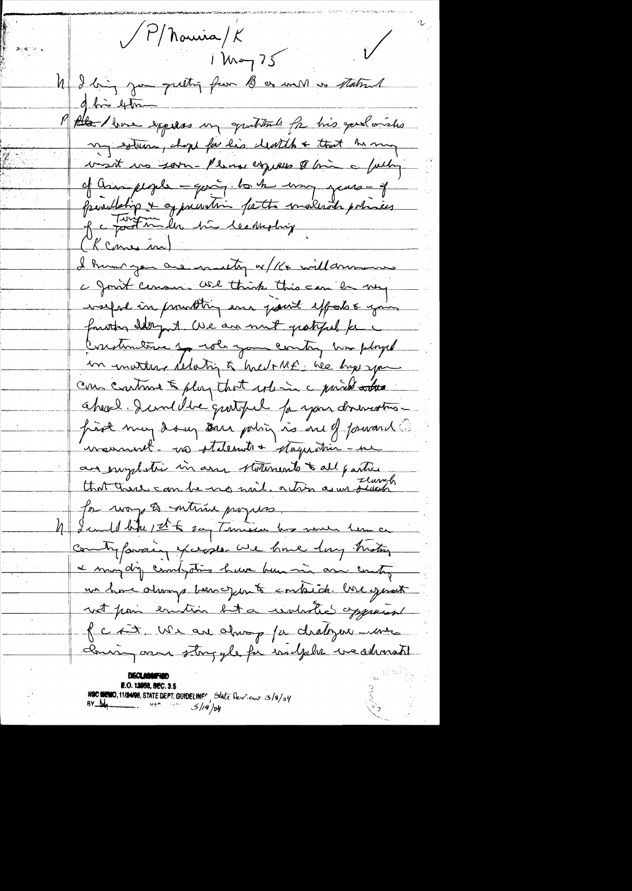/P/Nouira/K

1 May 75

K I bring you greetings from B as well as statement of his esteem

P Please/Have expressed my gratitude for his good wishes on my return, hope for his health & that he may visit us soon. Please express to him a feeling of our people — going back many years — of friendship & appreciation for the moderate policies of a Tunisia under his leadership.

(K comes in)

I know you are meeting w/K & will announce a joint commission. We think this can be very useful in promoting our joint efforts & your further development. We are most grateful for the constructive role your country has played in matters relating to ME & NAF. We hope you can continue to play that role in a period ahead. I would be grateful for your observations — first may I say our policy is one of forward movement — no stalemate & stagnation — we are emphatic in our statements to all parties that there can be no nil action as we search for ways to continue progress.

N I would like 1st to say Tunisia has never been a country favoring excesses. We have long history & many dif civilizations have been in our country. We have always been open to contacts. We generally not pass emotion but a realistic appraisal of a sit. We are always for dialogue — even during our struggle for independence we adhered

DECLASSIFIED
E.O. 12958, SEC. 3.5
NSC MEMO, 11/24/98, STATE DEPT. GUIDELINES State Review 3/8/04
BY ___ NARA, DATE 5/14/04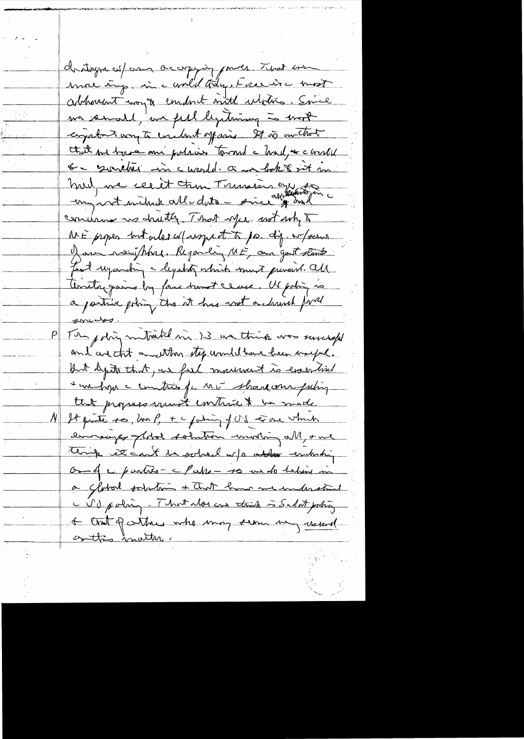de-stayed w/ an occupying power. That was more imp. in a world today. Fr see is a most abhorrent way to conduct with relations. Since we are small, we feel legitimacy is most important way to conduct affairs. It is on that that we base our policies toward the world, & would be gravely in the world. As we look at it in Mid East, we see it there. Tunisia's enjoy any act without all data — since independence we've considered as duty. That was not only to ME proper but also w/ respect to Fr. dip. w/ some of our neighbors. Regarding ME, our govt stands fast regarding the legality which must prevail. All territory gains by force must cease. US policy is a positive policy tho it has not achieved full success.

P The policy initiated in 73 we think was successful and we think another step would have been useful. But despite that, we feel movement is essential & we hope the countries of the ME share our feeling that progress must continue to be made.

N It quite so, Mr P, & the policy of US is one which encourages global solution involving all, & we think it can't be solved w/o including one of the parties — the Pals — so we do believe in a global solution & that how we understand the US policy. That also we think is Sadat policy & that of others who may seem very reserved on this matter.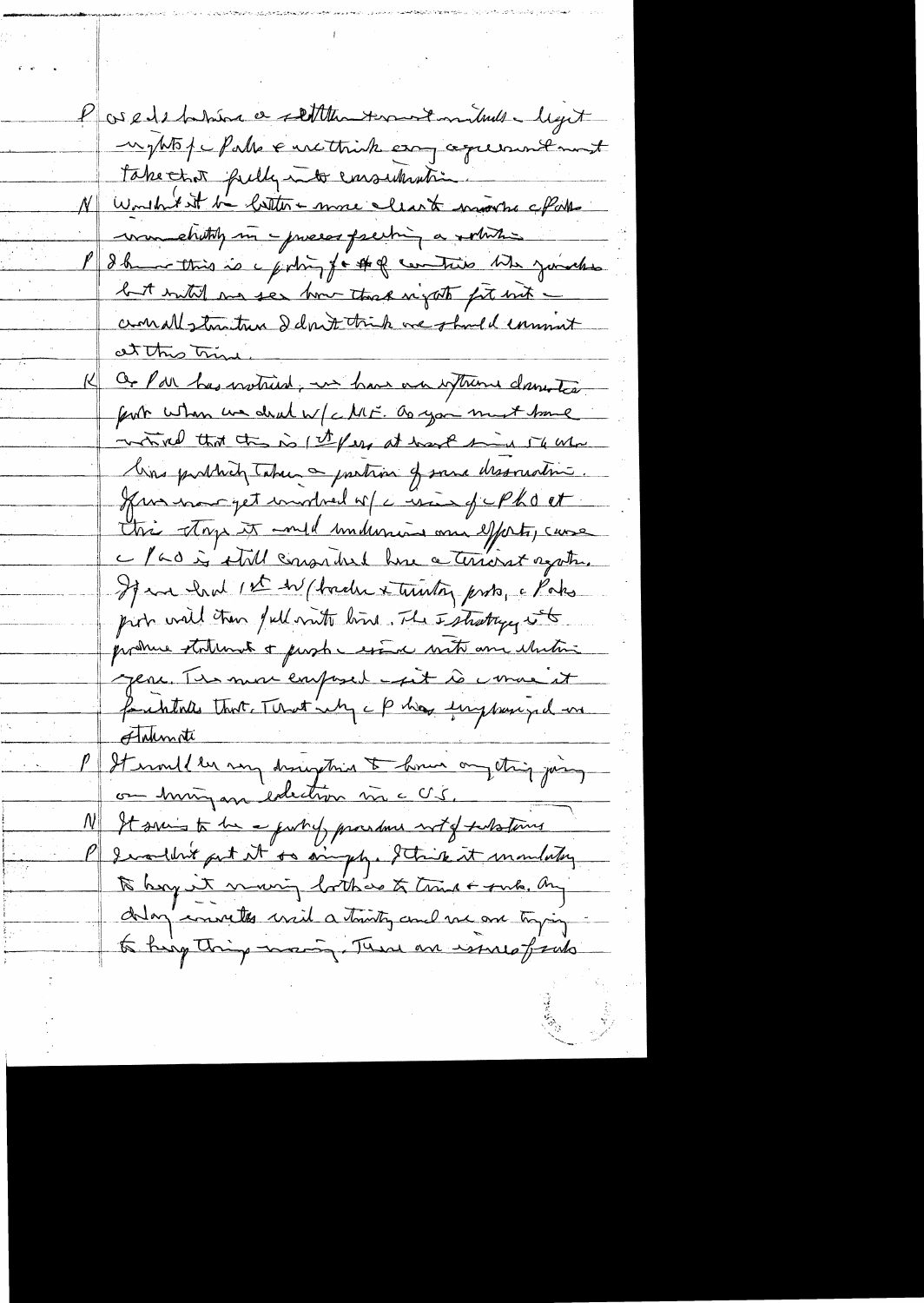P Israelis believe a settlement must include legit rights of the Pals & we think any agreement must take that fully into consideration.

N Wouldn't it be better — more clear to involve the Pals immediately in the process of seeking a solution.

P I know this is the policy of a # of countries like yourselves but until we see how that might fit into an overall structure I don't think we should commit at this time.

K As Pal has noticed, we have an extreme domestic prob. when we deal w/ the ME. As you must have noticed that this is 1st year at least since 56 where Pres publicly taken a position of some dissociation. If we now get involved w/ the issue of the PLO at this stage it would undermine our efforts, cause the PLO is still considered here a terrorist orgn. If we had 1st W/Bank & Sinai probs, the Pal prob would then fall into line. The strategy is to produce stalemate & push the issue into our electoral year. The more confused it is, the more it facilitates that. That's why the P has emphasized no stalemate.

P It would be very damaging to have anything going on during an election in the US.

N It seems to be a fairly passive not of substance

P I wouldn't put it so simply. I think it mandatory to keep it moving both as to time & subs. Any delay invites crisis & a stability and we are trying to keep things moving. There are issues of subs.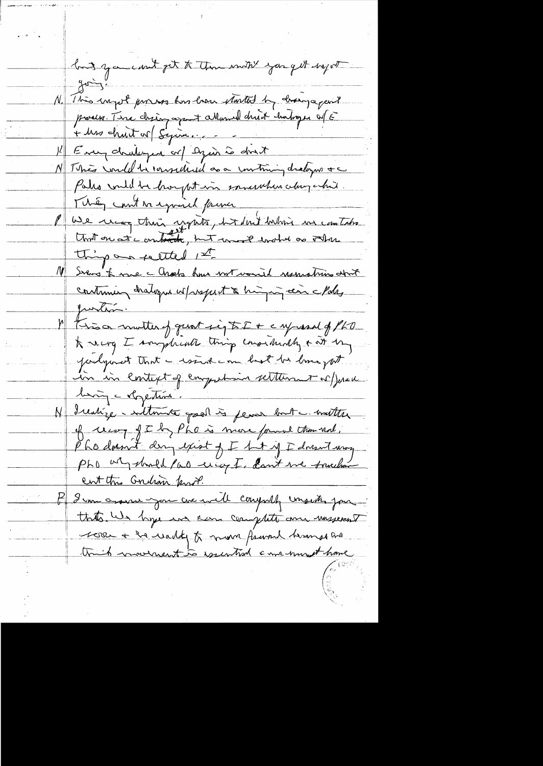but you can't get to them until you get negot going.

N This negot process has been started by Knesset agent process. The Knesset agreement allowed direct dialogue w/ E + less direct w/ Syria....

K Every dialogue w/ Syria is direct

N This could be considered as a continuing dialogue & the Pales could be brought in somewhere along the line. They can't be ignored forever.

P We recog their rights, but don't believe in contacts that are at contact, but would evolve as other things are settled 1st.

N Seems to me the Arabs have not voiced reservations about continuing dialogue w/ respect to bringing in the Pales question.

P It is a matter of great sig to I + the refusal of PLO to recog I complicates things considerably + it is my judgment that the issue can best be brought in in context of comprehensive settlement w/ Israel being the objective.

N Realize the ultimate goal is peace but the matter of recog of I by PLO is more formal than real. PLO doesn't deny exist of I but if I doesn't recog PLO why should PLO recog I. Can't we somehow cut this Gordian knot.

P I can assure you we will carefully consider your thots. We hope we can complete our agreement soon + be ready to move forward because this movement is essential + we must have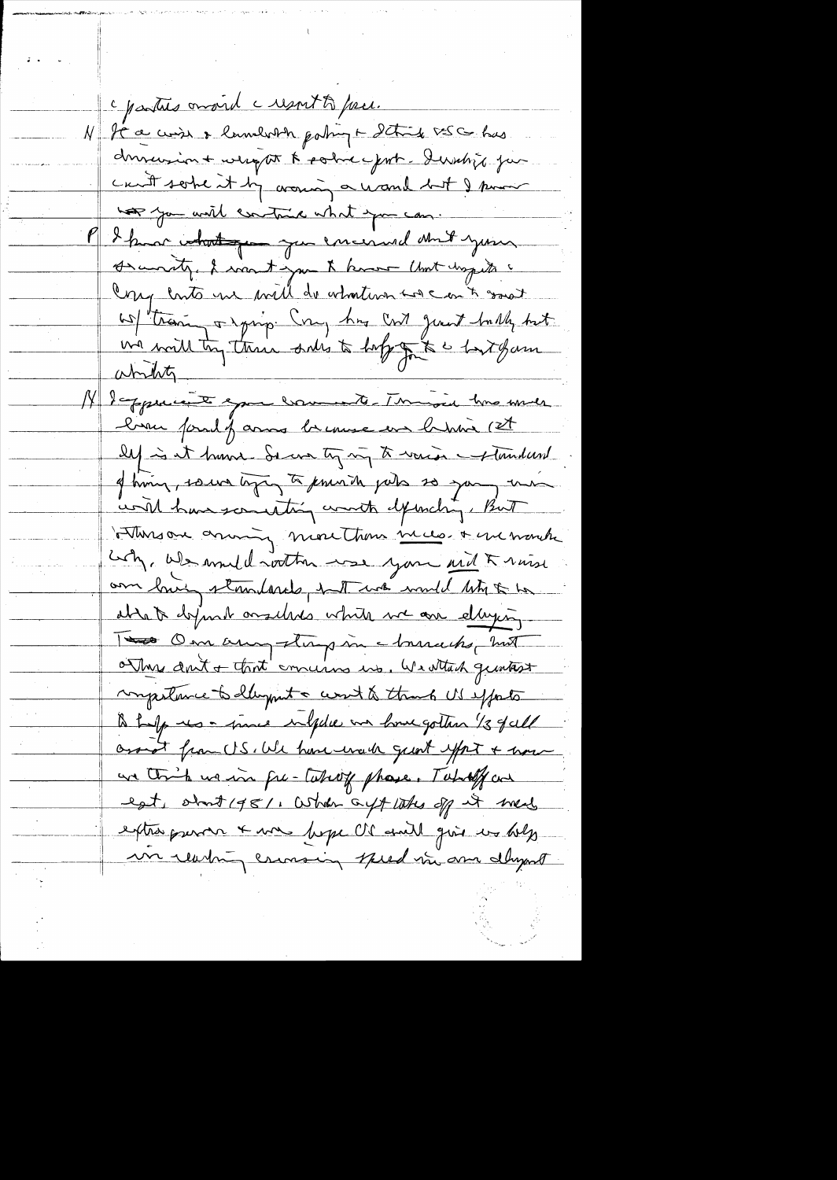c parties avoid c resort to force.

N It a wise & farsighted policy & I think USG has dimension & weight to solve c prob. Admittedly you can't solve it by waving a wand but I know you will continue what you can.

P I know ~~what you~~ you concerned about your security. I want you to know that despite c Cong limits we will do whatever we can to assist w/ training & equip. Cong has cut just badly but we will try these ~~ordre~~ to help you to c best of our ability.

N I appreciate your comments. Tunisia has never been fond of arms because our biggest dif is at home. So we try only to raise c standard of living, so we trying to provide jobs so young men will have something worth defending. But others are arming more than needs & we wonder why. We would rather use your aid to raise our living standards, but we would like to be able to defend ourselves while we are developing. ~~Two~~ Our army strong in c barracks, but others don't & that concerns us. We attach greatest importance to development & want to thank US efforts to help us – since independence we have gotten 1/3 of all assist from US. We have made great effort & now we think we in pre-takeoff phase. Takeoff around est. about 1981. When acft takes off it needs extra power & we hope US will give us help in reaching cruising speed in our development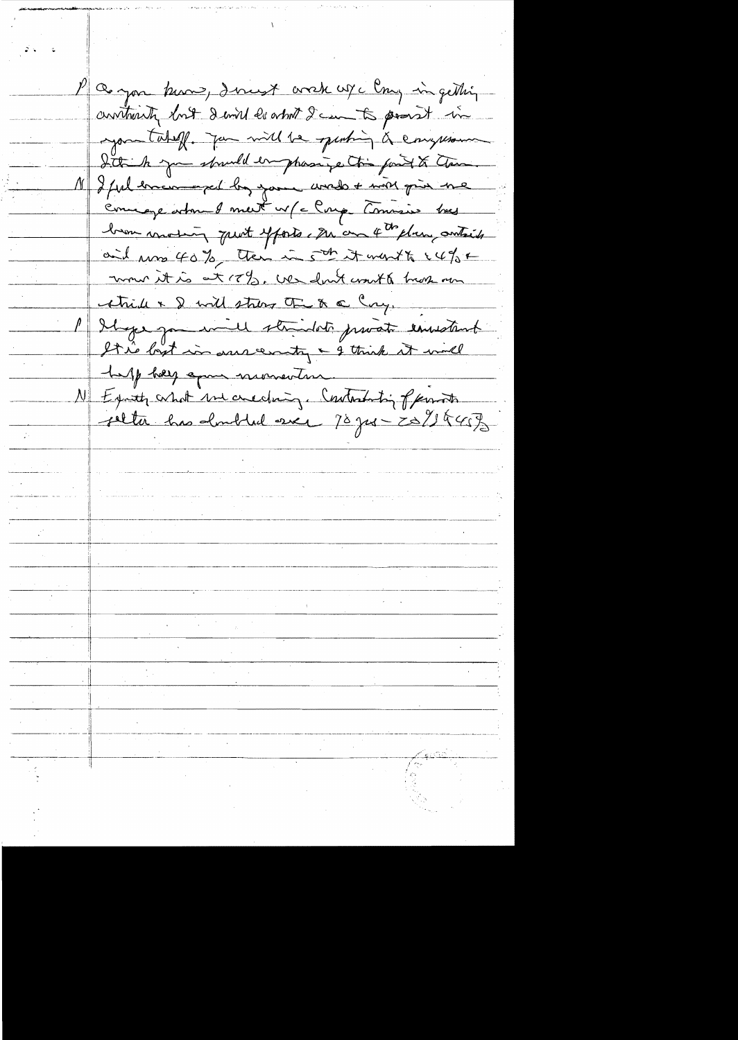P As you know, I must work w/ Cong in getting authority but I will do what I can to assist in your takeoff. You will be speaking to Congress. I think you should emphasize this point to them.

N I feel encouraged by your words & will give me courage when I meet w/ Cong. Commission has been making great efforts. We are 4th place, outside aid was 40%, then in 5th it went to 24% & now it is at 17%. We don't want to break our stride & I will stress this to Cong.

P I hope you will stimulate private investment. It is lost in uncertainty & I think it will help keep your momentum.

N Exactly what we are doing. Contributing of private sector has doubled over 10 yrs — 20% to 45%